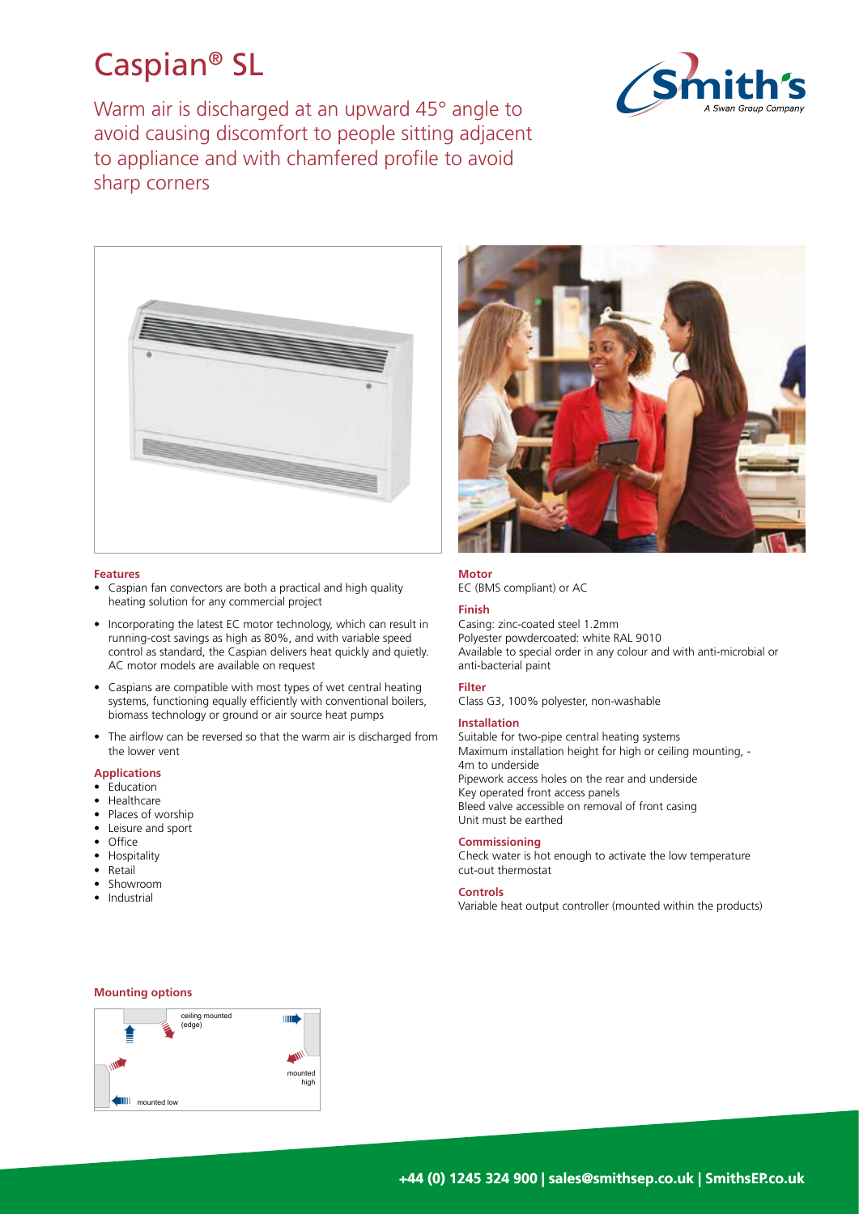# Caspian® SL

Warm air is discharged at an upward 45° angle to avoid causing discomfort to people sitting adjacent to appliance and with chamfered profile to avoid sharp corners

### Features

- Caspian fan convectors are both a practical and high quality heating solution for any commercial project
- Incorporating the latest EC motor technology, which can result in running-cost savings as high as 80%, and with variable speed control as standard, the Caspian delivers heat quickly and quietly. AC motor models are available on request
- Caspians are compatible with most types of wet central heating systems, functioning equally efficiently with conventional boilers, biomass technology or ground or air source heat pumps
- The airflow can be reversed so that the warm air is discharged from the lower vent

### Applications

- Education
- Healthcare
- Places of worship
- Leisure and sport
- Office
- Hospitality
- Retail
- Showroom
- Industrial

### Motor

EC (BMS compliant) or AC

### Finish

Casing: zinc-coated steel 1.2mm
Polyester powdercoated: white RAL 9010
Available to special order in any colour and with anti-microbial or anti-bacterial paint

### Filter

Class G3, 100% polyester, non-washable

### Installation

Suitable for two-pipe central heating systems
Maximum installation height for high or ceiling mounting, - 4m to underside
Pipework access holes on the rear and underside
Key operated front access panels
Bleed valve accessible on removal of front casing
Unit must be earthed

### Commissioning

Check water is hot enough to activate the low temperature cut-out thermostat

### Controls

Variable heat output controller (mounted within the products)

### Mounting options

ceiling mounted (edge)

mounted high

mounted low

**+44 (0) 1245 324 900 | sales@smithsep.co.uk | SmithsEP.co.uk**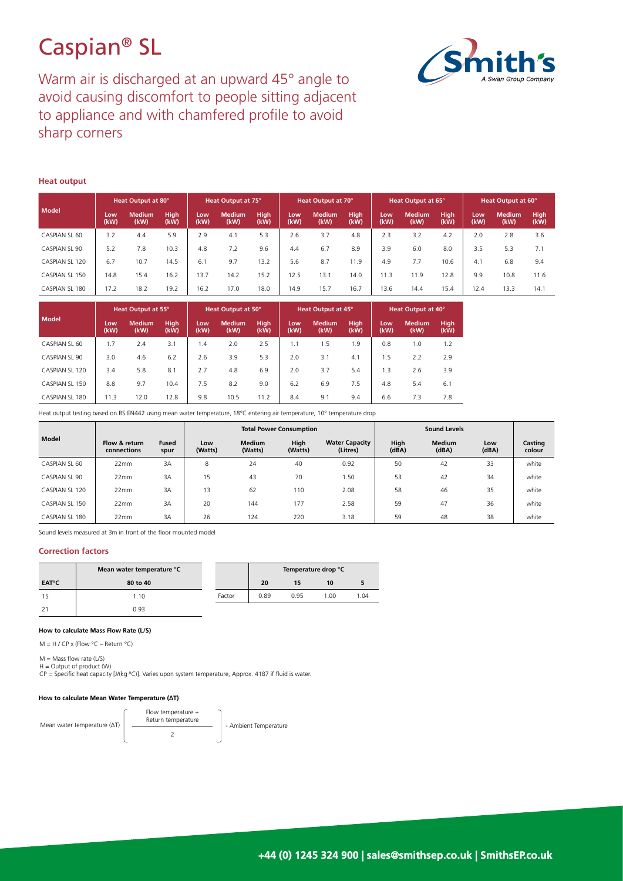# Caspian® SL

Warm air is discharged at an upward 45° angle to avoid causing discomfort to people sitting adjacent to appliance and with chamfered profile to avoid sharp corners

### Heat output

| Model | Heat Output at 80° | | | Heat Output at 75° | | | Heat Output at 70° | | | Heat Output at 65° | | | Heat Output at 60° | | |
|---|---|---|---|---|---|---|---|---|---|---|---|---|---|---|---|
| | Low (kW) | Medium (kW) | High (kW) | Low (kW) | Medium (kW) | High (kW) | Low (kW) | Medium (kW) | High (kW) | Low (kW) | Medium (kW) | High (kW) | Low (kW) | Medium (kW) | High (kW) |
| CASPIAN SL 60 | 3.2 | 4.4 | 5.9 | 2.9 | 4.1 | 5.3 | 2.6 | 3.7 | 4.8 | 2.3 | 3.2 | 4.2 | 2.0 | 2.8 | 3.6 |
| CASPIAN SL 90 | 5.2 | 7.8 | 10.3 | 4.8 | 7.2 | 9.6 | 4.4 | 6.7 | 8.9 | 3.9 | 6.0 | 8.0 | 3.5 | 5.3 | 7.1 |
| CASPIAN SL 120 | 6.7 | 10.7 | 14.5 | 6.1 | 9.7 | 13.2 | 5.6 | 8.7 | 11.9 | 4.9 | 7.7 | 10.6 | 4.1 | 6.8 | 9.4 |
| CASPIAN SL 150 | 14.8 | 15.4 | 16.2 | 13.7 | 14.2 | 15.2 | 12.5 | 13.1 | 14.0 | 11.3 | 11.9 | 12.8 | 9.9 | 10.8 | 11.6 |
| CASPIAN SL 180 | 17.2 | 18.2 | 19.2 | 16.2 | 17.0 | 18.0 | 14.9 | 15.7 | 16.7 | 13.6 | 14.4 | 15.4 | 12.4 | 13.3 | 14.1 |

| Model | Heat Output at 55° | | | Heat Output at 50° | | | Heat Output at 45° | | | Heat Output at 40° | | |
|---|---|---|---|---|---|---|---|---|---|---|---|---|
| | Low (kW) | Medium (kW) | High (kW) | Low (kW) | Medium (kW) | High (kW) | Low (kW) | Medium (kW) | High (kW) | Low (kW) | Medium (kW) | High (kW) |
| CASPIAN SL 60 | 1.7 | 2.4 | 3.1 | 1.4 | 2.0 | 2.5 | 1.1 | 1.5 | 1.9 | 0.8 | 1.0 | 1.2 |
| CASPIAN SL 90 | 3.0 | 4.6 | 6.2 | 2.6 | 3.9 | 5.3 | 2.0 | 3.1 | 4.1 | 1.5 | 2.2 | 2.9 |
| CASPIAN SL 120 | 3.4 | 5.8 | 8.1 | 2.7 | 4.8 | 6.9 | 2.0 | 3.7 | 5.4 | 1.3 | 2.6 | 3.9 |
| CASPIAN SL 150 | 8.8 | 9.7 | 10.4 | 7.5 | 8.2 | 9.0 | 6.2 | 6.9 | 7.5 | 4.8 | 5.4 | 6.1 |
| CASPIAN SL 180 | 11.3 | 12.0 | 12.8 | 9.8 | 10.5 | 11.2 | 8.4 | 9.1 | 9.4 | 6.6 | 7.3 | 7.8 |

Heat output testing based on BS EN442 using mean water temperature, 18°C entering air temperature, 10° temperature drop

| Model | Flow & return connections | Fused spur | Total Power Consumption | | | | Sound Levels | | | Casting colour |
|---|---|---|---|---|---|---|---|---|---|---|
| | | | Low (Watts) | Medium (Watts) | High (Watts) | Water Capacity (Litres) | High (dBA) | Medium (dBA) | Low (dBA) | |
| CASPIAN SL 60 | 22mm | 3A | 8 | 24 | 40 | 0.92 | 50 | 42 | 33 | white |
| CASPIAN SL 90 | 22mm | 3A | 15 | 43 | 70 | 1.50 | 53 | 42 | 34 | white |
| CASPIAN SL 120 | 22mm | 3A | 13 | 62 | 110 | 2.08 | 58 | 46 | 35 | white |
| CASPIAN SL 150 | 22mm | 3A | 20 | 144 | 177 | 2.58 | 59 | 47 | 36 | white |
| CASPIAN SL 180 | 22mm | 3A | 26 | 124 | 220 | 3.18 | 59 | 48 | 38 | white |

Sound levels measured at 3m in front of the floor mounted model

### Correction factors

| | Mean water temperature °C |
|---|---|
| EAT°C | 80 to 40 |
| 15 | 1.10 |
| 21 | 0.93 |

| | Temperature drop °C | | | |
|---|---|---|---|---|
| | 20 | 15 | 10 | 5 |
| Factor | 0.89 | 0.95 | 1.00 | 1.04 |

#### How to calculate Mass Flow Rate (L/S)

M = H / CP x (Flow °C – Return °C)

M = Mass flow rate (L/S)
H = Output of product (W)
CP = Specific heat capacity [J/(kg·°C)]. Varies upon system temperature, Approx. 4187 if fluid is water.

#### How to calculate Mean Water Temperature (ΔT)

$$\text{Mean water temperature } (\Delta T) = \left[ \frac{\text{Flow temperature} + \text{Return temperature}}{2} \right] - \text{Ambient Temperature}$$

**+44 (0) 1245 324 900 | sales@smithsep.co.uk | SmithsEP.co.uk**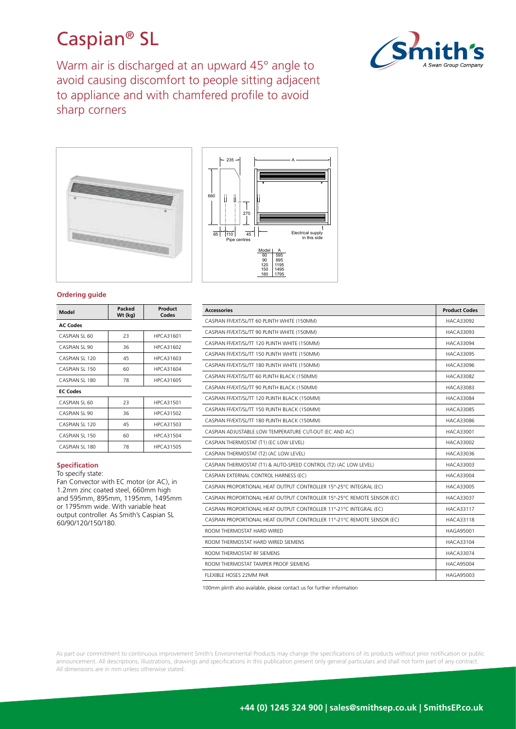# Caspian® SL

Warm air is discharged at an upward 45° angle to avoid causing discomfort to people sitting adjacent to appliance and with chamfered profile to avoid sharp corners

235
A
660
270
65
110
45
Pipe centres
Electrical supply in this side

| Model | A |
|---|---|
| 60 | 595 |
| 90 | 895 |
| 120 | 1195 |
| 150 | 1495 |
| 180 | 1795 |

### Ordering guide

| Model | Packed Wt (kg) | Product Codes |
|---|---|---|
| **AC Codes** | | |
| CASPIAN SL 60 | 23 | HPCA31601 |
| CASPIAN SL 90 | 36 | HPCA31602 |
| CASPIAN SL 120 | 45 | HPCA31603 |
| CASPIAN SL 150 | 60 | HPCA31604 |
| CASPIAN SL 180 | 78 | HPCA31605 |
| **EC Codes** | | |
| CASPIAN SL 60 | 23 | HPCA31501 |
| CASPIAN SL 90 | 36 | HPCA31502 |
| CASPIAN SL 120 | 45 | HPCA31503 |
| CASPIAN SL 150 | 60 | HPCA31504 |
| CASPIAN SL 180 | 78 | HPCA31505 |

### Specification

To specify state:
Fan Convector with EC motor (or AC), in 1.2mm zinc coated steel, 660mm high and 595mm, 895mm, 1195mm, 1495mm or 1795mm wide. With variable heat output controller. As Smith's Caspian SL 60/90/120/150/180.

| Accessories | Product Codes |
|---|---|
| CASPIAN FF/EXT/SL/TT 60 PLINTH WHITE (150MM) | HACA33092 |
| CASPIAN FF/EXT/SL/TT 90 PLINTH WHITE (150MM) | HACA33093 |
| CASPIAN FF/EXT/SL/TT 120 PLINTH WHITE (150MM) | HACA33094 |
| CASPIAN FF/EXT/SL/TT 150 PLINTH WHITE (150MM) | HACA33095 |
| CASPIAN FF/EXT/SL/TT 180 PLINTH WHITE (150MM) | HACA33096 |
| CASPIAN FF/EXT/SL/TT 60 PLINTH BLACK (150MM) | HACA33082 |
| CASPIAN FF/EXT/SL/TT 90 PLINTH BLACK (150MM) | HACA33083 |
| CASPIAN FF/EXT/SL/TT 120 PLINTH BLACK (150MM) | HACA33084 |
| CASPIAN FF/EXT/SL/TT 150 PLINTH BLACK (150MM) | HACA33085 |
| CASPIAN FF/EXT/SL/TT 180 PLINTH BLACK (150MM) | HACA33086 |
| CASPIAN ADJUSTABLE LOW TEMPERATURE CUT-OUT (EC AND AC) | HACA33001 |
| CASPIAN THERMOSTAT (T1) (EC LOW LEVEL) | HACA33002 |
| CASPIAN THERMOSTAT (T2) (AC LOW LEVEL) | HACA33036 |
| CASPIAN THERMOSTAT (T1) & AUTO-SPEED CONTROL (T2) (AC LOW LEVEL) | HACA33003 |
| CASPIAN EXTERNAL CONTROL HARNESS (EC) | HACA33004 |
| CASPIAN PROPORTIONAL HEAT OUTPUT CONTROLLER 15°-25°C INTEGRAL (EC) | HACA33005 |
| CASPIAN PROPORTIONAL HEAT OUTPUT CONTROLLER 15°-25°C REMOTE SENSOR (EC) | HACA33037 |
| CASPIAN PROPORTIONAL HEAT OUTPUT CONTROLLER 11°-21°C INTEGRAL (EC) | HACA33117 |
| CASPIAN PROPORTIONAL HEAT OUTPUT CONTROLLER 11°-21°C REMOTE SENSOR (EC) | HACA33118 |
| ROOM THERMOSTAT HARD WIRED | HAGA95001 |
| ROOM THERMOSTAT HARD WIRED SIEMENS | HACA33104 |
| ROOM THERMOSTAT RF SIEMENS | HACA33074 |
| ROOM THERMOSTAT TAMPER PROOF SIEMENS | HACA95004 |
| FLEXIBLE HOSES 22MM PAIR | HAGA95003 |

100mm plinth also available, please contact us for further information

As part our commitment to continuous improvement Smith's Environmental Products may change the specifications of its products without prior notification or public announcement. All descriptions, illustrations, drawings and specifications in this publication present only general particulars and shall not form part of any contract. All dimensions are in mm unless otherwise stated.

**+44 (0) 1245 324 900 | sales@smithsep.co.uk | SmithsEP.co.uk**